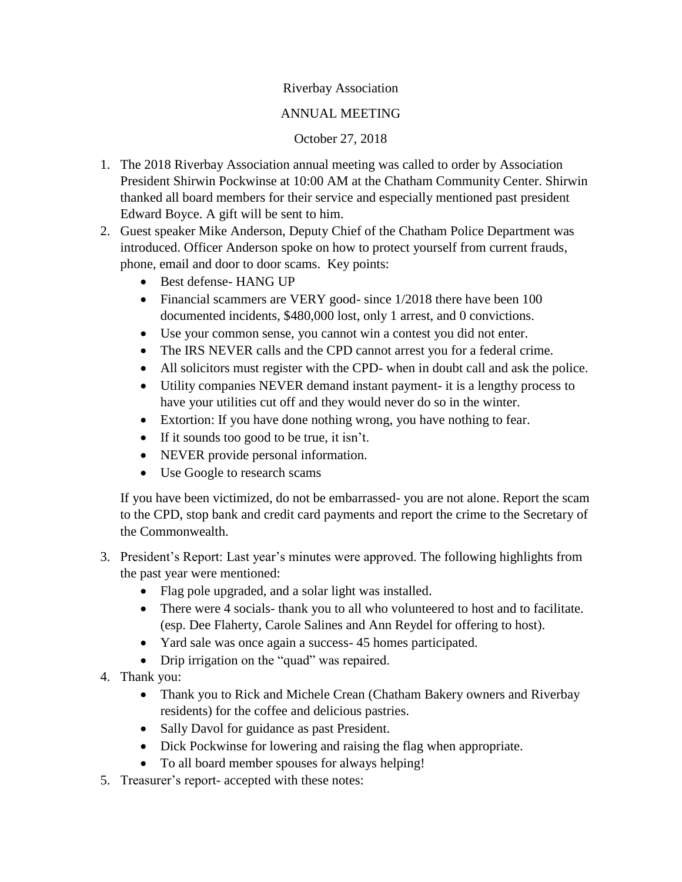Riverbay Association

ANNUAL MEETING

October 27, 2018

1. The 2018 Riverbay Association annual meeting was called to order by Association President Shirwin Pockwinse at 10:00 AM at the Chatham Community Center. Shirwin thanked all board members for their service and especially mentioned past president Edward Boyce. A gift will be sent to him.
2. Guest speaker Mike Anderson, Deputy Chief of the Chatham Police Department was introduced. Officer Anderson spoke on how to protect yourself from current frauds, phone, email and door to door scams. Key points:
   - Best defense- HANG UP
   - Financial scammers are VERY good- since 1/2018 there have been 100 documented incidents, $480,000 lost, only 1 arrest, and 0 convictions.
   - Use your common sense, you cannot win a contest you did not enter.
   - The IRS NEVER calls and the CPD cannot arrest you for a federal crime.
   - All solicitors must register with the CPD- when in doubt call and ask the police.
   - Utility companies NEVER demand instant payment- it is a lengthy process to have your utilities cut off and they would never do so in the winter.
   - Extortion: If you have done nothing wrong, you have nothing to fear.
   - If it sounds too good to be true, it isn't.
   - NEVER provide personal information.
   - Use Google to research scams

   If you have been victimized, do not be embarrassed- you are not alone. Report the scam to the CPD, stop bank and credit card payments and report the crime to the Secretary of the Commonwealth.

3. President's Report: Last year's minutes were approved. The following highlights from the past year were mentioned:
   - Flag pole upgraded, and a solar light was installed.
   - There were 4 socials- thank you to all who volunteered to host and to facilitate. (esp. Dee Flaherty, Carole Salines and Ann Reydel for offering to host).
   - Yard sale was once again a success- 45 homes participated.
   - Drip irrigation on the "quad" was repaired.
4. Thank you:
   - Thank you to Rick and Michele Crean (Chatham Bakery owners and Riverbay residents) for the coffee and delicious pastries.
   - Sally Davol for guidance as past President.
   - Dick Pockwinse for lowering and raising the flag when appropriate.
   - To all board member spouses for always helping!
5. Treasurer's report- accepted with these notes: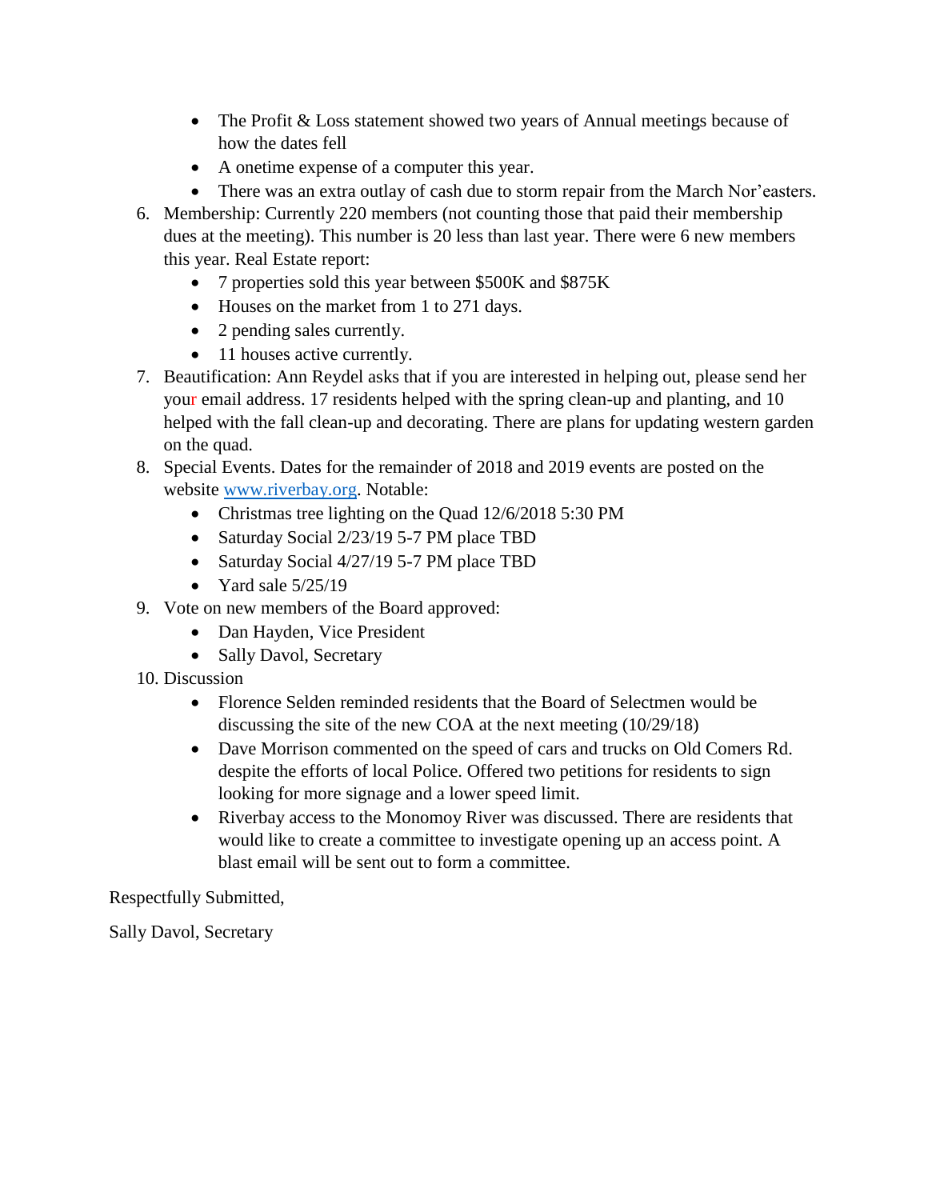- The Profit & Loss statement showed two years of Annual meetings because of how the dates fell
- A onetime expense of a computer this year.
- There was an extra outlay of cash due to storm repair from the March Nor'easters.

6. Membership: Currently 220 members (not counting those that paid their membership dues at the meeting). This number is 20 less than last year. There were 6 new members this year. Real Estate report:
   - 7 properties sold this year between $500K and $875K
   - Houses on the market from 1 to 271 days.
   - 2 pending sales currently.
   - 11 houses active currently.
7. Beautification: Ann Reydel asks that if you are interested in helping out, please send her your email address. 17 residents helped with the spring clean-up and planting, and 10 helped with the fall clean-up and decorating. There are plans for updating western garden on the quad.
8. Special Events. Dates for the remainder of 2018 and 2019 events are posted on the website [www.riverbay.org](http://www.riverbay.org). Notable:
   - Christmas tree lighting on the Quad 12/6/2018 5:30 PM
   - Saturday Social 2/23/19 5-7 PM place TBD
   - Saturday Social 4/27/19 5-7 PM place TBD
   - Yard sale 5/25/19
9. Vote on new members of the Board approved:
   - Dan Hayden, Vice President
   - Sally Davol, Secretary
10. Discussion
    - Florence Selden reminded residents that the Board of Selectmen would be discussing the site of the new COA at the next meeting (10/29/18)
    - Dave Morrison commented on the speed of cars and trucks on Old Comers Rd. despite the efforts of local Police. Offered two petitions for residents to sign looking for more signage and a lower speed limit.
    - Riverbay access to the Monomoy River was discussed. There are residents that would like to create a committee to investigate opening up an access point. A blast email will be sent out to form a committee.

Respectfully Submitted,

Sally Davol, Secretary